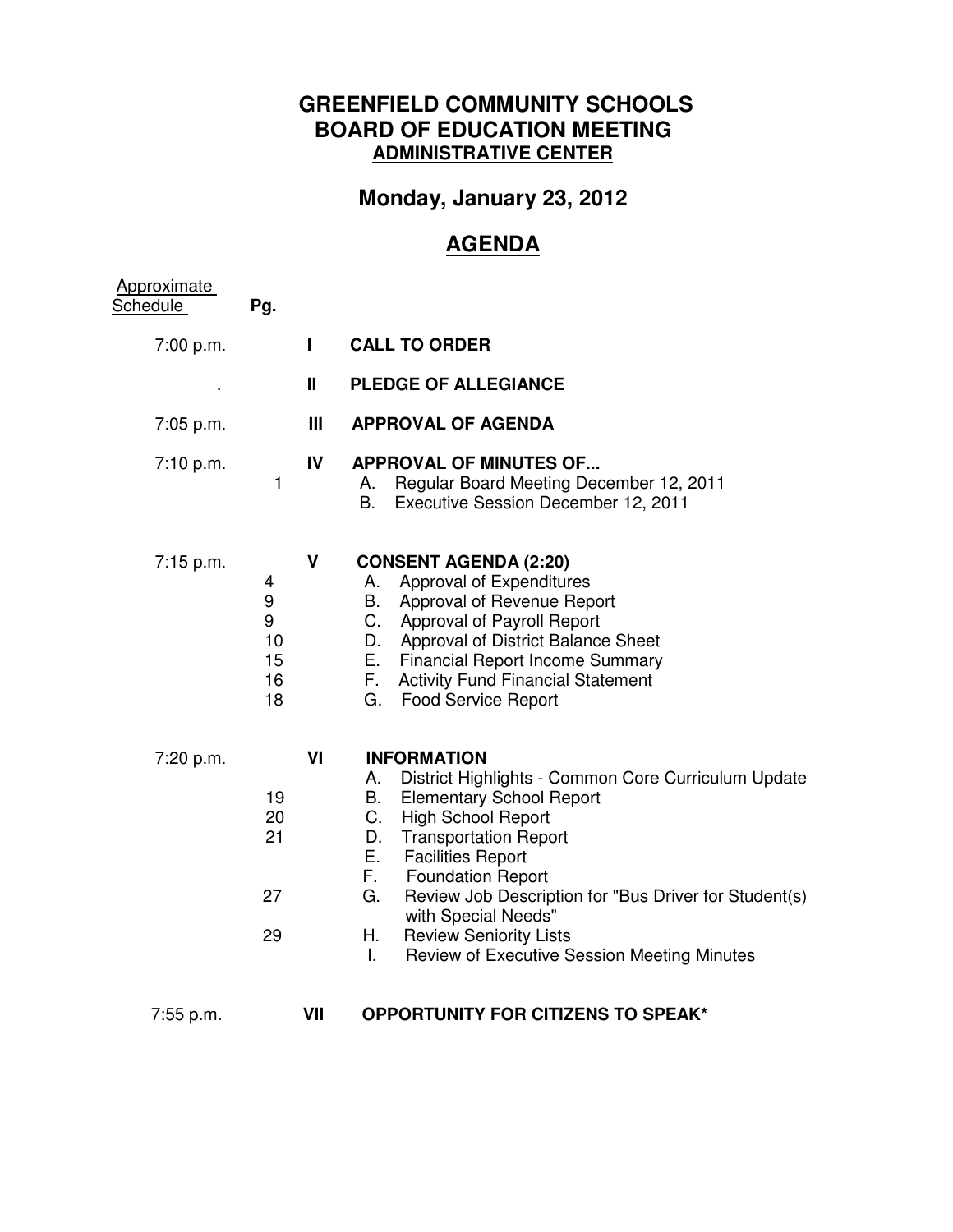# GREENFIELD COMMUNITY SCHOOLS
# BOARD OF EDUCATION MEETING
## ADMINISTRATIVE CENTER

## Monday, January 23, 2012

## AGENDA

| Approximate Schedule | Pg. | | |
|---|---|---|---|
| 7:00 p.m. | | I | **CALL TO ORDER** |
| . | | II | **PLEDGE OF ALLEGIANCE** |
| 7:05 p.m. | | III | **APPROVAL OF AGENDA** |
| 7:10 p.m. | | IV | **APPROVAL OF MINUTES OF...** |
| | 1 | | A. Regular Board Meeting December 12, 2011 |
| | | | B. Executive Session December 12, 2011 |
| 7:15 p.m. | | V | **CONSENT AGENDA (2:20)** |
| | 4 | | A. Approval of Expenditures |
| | 9 | | B. Approval of Revenue Report |
| | 9 | | C. Approval of Payroll Report |
| | 10 | | D. Approval of District Balance Sheet |
| | 15 | | E. Financial Report Income Summary |
| | 16 | | F. Activity Fund Financial Statement |
| | 18 | | G. Food Service Report |
| 7:20 p.m. | | VI | **INFORMATION** |
| | | | A. District Highlights - Common Core Curriculum Update |
| | 19 | | B. Elementary School Report |
| | 20 | | C. High School Report |
| | 21 | | D. Transportation Report |
| | | | E. Facilities Report |
| | | | F. Foundation Report |
| | 27 | | G. Review Job Description for "Bus Driver for Student(s) with Special Needs" |
| | 29 | | H. Review Seniority Lists |
| | | | I. Review of Executive Session Meeting Minutes |
| 7:55 p.m. | | VII | **OPPORTUNITY FOR CITIZENS TO SPEAK*** |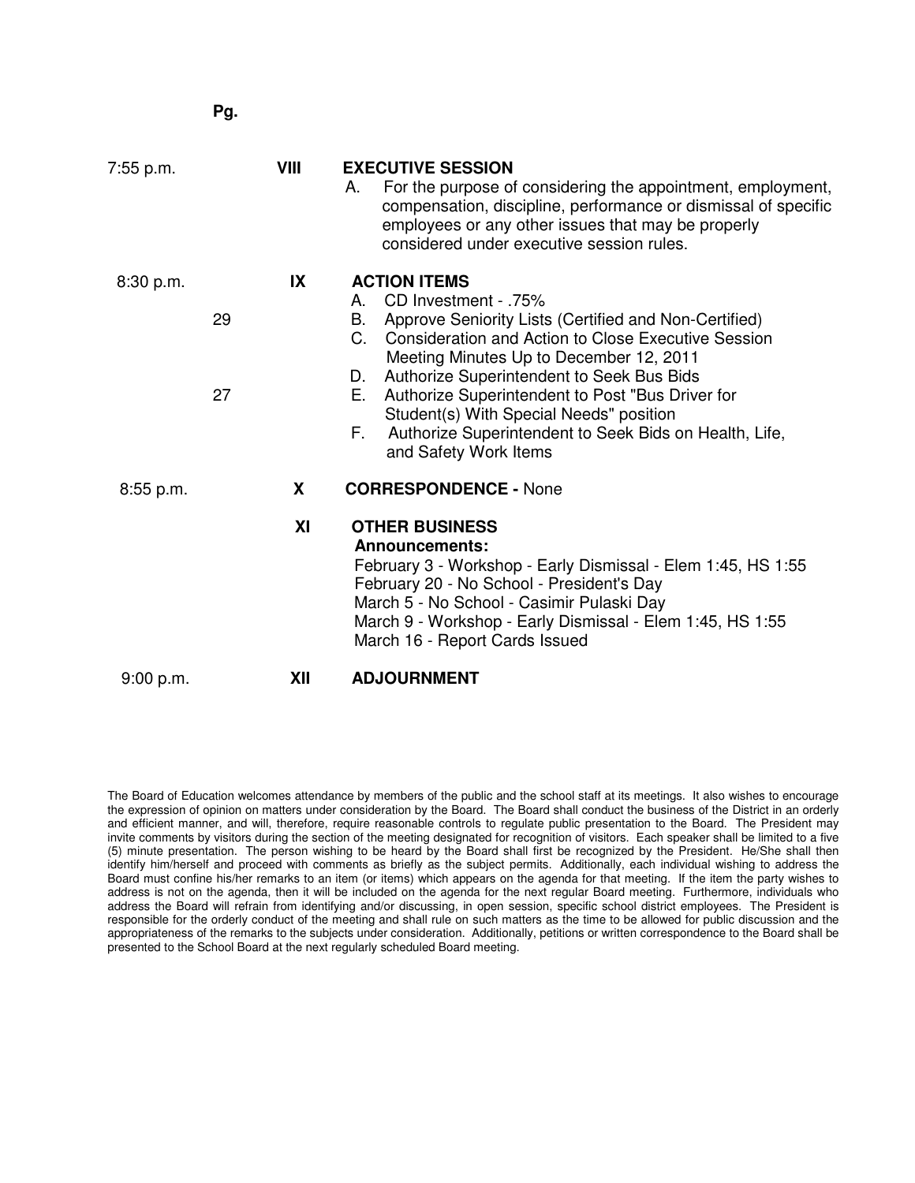| | Pg. | | |
|---|---|---|---|
| 7:55 p.m. | | VIII | **EXECUTIVE SESSION**<br>A. For the purpose of considering the appointment, employment, compensation, discipline, performance or dismissal of specific employees or any other issues that may be properly considered under executive session rules. |
| 8:30 p.m. | | IX | **ACTION ITEMS**<br>A. CD Investment - .75% |
| | 29 | | B. Approve Seniority Lists (Certified and Non-Certified) |
| | | | C. Consideration and Action to Close Executive Session Meeting Minutes Up to December 12, 2011 |
| | | | D. Authorize Superintendent to Seek Bus Bids |
| | 27 | | E. Authorize Superintendent to Post "Bus Driver for Student(s) With Special Needs" position |
| | | | F. Authorize Superintendent to Seek Bids on Health, Life, and Safety Work Items |
| 8:55 p.m. | | X | **CORRESPONDENCE -** None |
| | | XI | **OTHER BUSINESS**<br>**Announcements:**<br>February 3 - Workshop - Early Dismissal - Elem 1:45, HS 1:55<br>February 20 - No School - President's Day<br>March 5 - No School - Casimir Pulaski Day<br>March 9 - Workshop - Early Dismissal - Elem 1:45, HS 1:55<br>March 16 - Report Cards Issued |
| 9:00 p.m. | | XII | **ADJOURNMENT** |

The Board of Education welcomes attendance by members of the public and the school staff at its meetings. It also wishes to encourage the expression of opinion on matters under consideration by the Board. The Board shall conduct the business of the District in an orderly and efficient manner, and will, therefore, require reasonable controls to regulate public presentation to the Board. The President may invite comments by visitors during the section of the meeting designated for recognition of visitors. Each speaker shall be limited to a five (5) minute presentation. The person wishing to be heard by the Board shall first be recognized by the President. He/She shall then identify him/herself and proceed with comments as briefly as the subject permits. Additionally, each individual wishing to address the Board must confine his/her remarks to an item (or items) which appears on the agenda for that meeting. If the item the party wishes to address is not on the agenda, then it will be included on the agenda for the next regular Board meeting. Furthermore, individuals who address the Board will refrain from identifying and/or discussing, in open session, specific school district employees. The President is responsible for the orderly conduct of the meeting and shall rule on such matters as the time to be allowed for public discussion and the appropriateness of the remarks to the subjects under consideration. Additionally, petitions or written correspondence to the Board shall be presented to the School Board at the next regularly scheduled Board meeting.